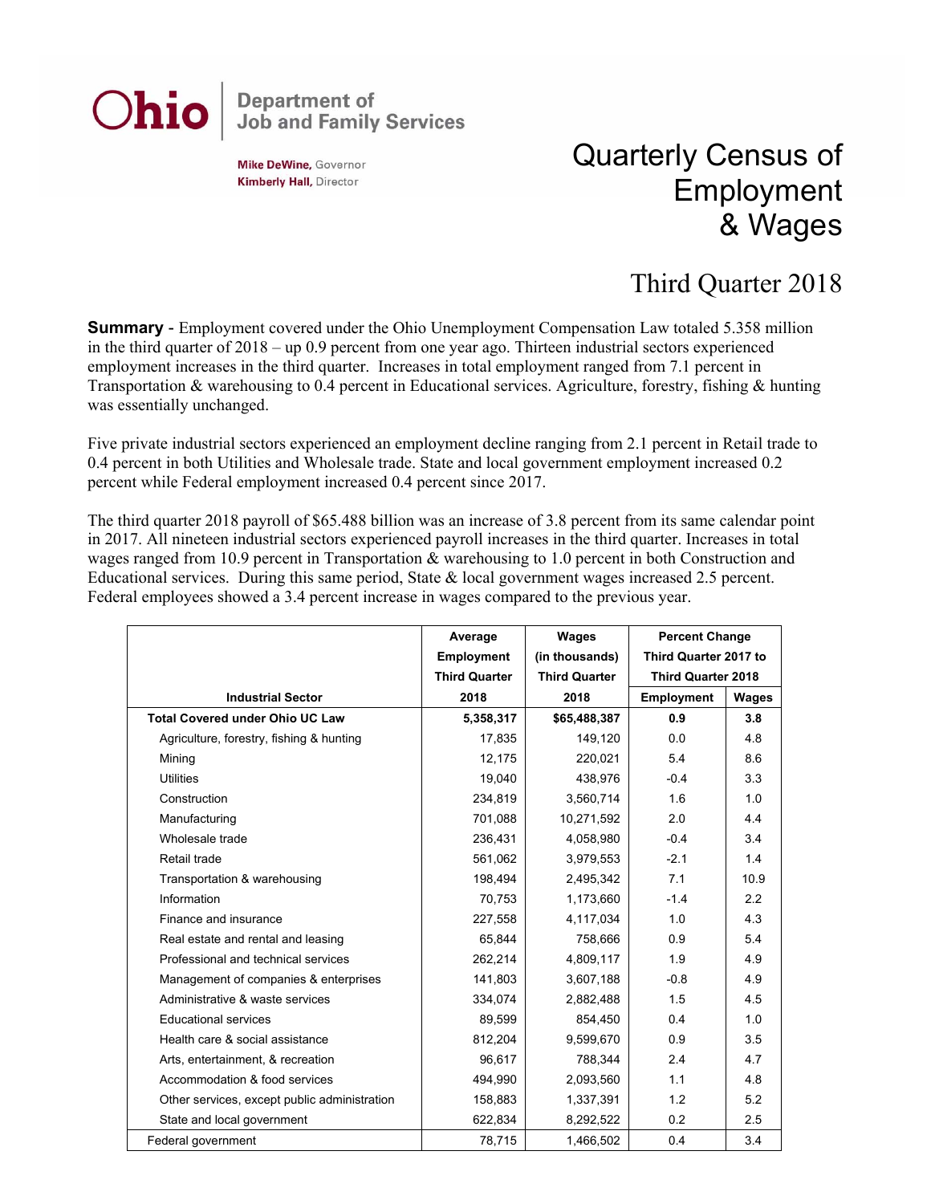Ohio | Department of Job and Family Services

**Mike DeWine,** Governor
**Kimberly Hall,** Director

# Quarterly Census of Employment & Wages

## Third Quarter 2018

**Summary** - Employment covered under the Ohio Unemployment Compensation Law totaled 5.358 million in the third quarter of 2018 – up 0.9 percent from one year ago. Thirteen industrial sectors experienced employment increases in the third quarter. Increases in total employment ranged from 7.1 percent in Transportation & warehousing to 0.4 percent in Educational services. Agriculture, forestry, fishing & hunting was essentially unchanged.

Five private industrial sectors experienced an employment decline ranging from 2.1 percent in Retail trade to 0.4 percent in both Utilities and Wholesale trade. State and local government employment increased 0.2 percent while Federal employment increased 0.4 percent since 2017.

The third quarter 2018 payroll of $65.488 billion was an increase of 3.8 percent from its same calendar point in 2017. All nineteen industrial sectors experienced payroll increases in the third quarter. Increases in total wages ranged from 10.9 percent in Transportation & warehousing to 1.0 percent in both Construction and Educational services. During this same period, State & local government wages increased 2.5 percent. Federal employees showed a 3.4 percent increase in wages compared to the previous year.

| Industrial Sector | Average Employment Third Quarter 2018 | Wages (in thousands) Third Quarter 2018 | Percent Change Third Quarter 2017 to Third Quarter 2018 | |
|---|---|---|---|---|
| | | | Employment | Wages |
| **Total Covered under Ohio UC Law** | **5,358,317** | **$65,488,387** | **0.9** | **3.8** |
| Agriculture, forestry, fishing & hunting | 17,835 | 149,120 | 0.0 | 4.8 |
| Mining | 12,175 | 220,021 | 5.4 | 8.6 |
| Utilities | 19,040 | 438,976 | -0.4 | 3.3 |
| Construction | 234,819 | 3,560,714 | 1.6 | 1.0 |
| Manufacturing | 701,088 | 10,271,592 | 2.0 | 4.4 |
| Wholesale trade | 236,431 | 4,058,980 | -0.4 | 3.4 |
| Retail trade | 561,062 | 3,979,553 | -2.1 | 1.4 |
| Transportation & warehousing | 198,494 | 2,495,342 | 7.1 | 10.9 |
| Information | 70,753 | 1,173,660 | -1.4 | 2.2 |
| Finance and insurance | 227,558 | 4,117,034 | 1.0 | 4.3 |
| Real estate and rental and leasing | 65,844 | 758,666 | 0.9 | 5.4 |
| Professional and technical services | 262,214 | 4,809,117 | 1.9 | 4.9 |
| Management of companies & enterprises | 141,803 | 3,607,188 | -0.8 | 4.9 |
| Administrative & waste services | 334,074 | 2,882,488 | 1.5 | 4.5 |
| Educational services | 89,599 | 854,450 | 0.4 | 1.0 |
| Health care & social assistance | 812,204 | 9,599,670 | 0.9 | 3.5 |
| Arts, entertainment, & recreation | 96,617 | 788,344 | 2.4 | 4.7 |
| Accommodation & food services | 494,990 | 2,093,560 | 1.1 | 4.8 |
| Other services, except public administration | 158,883 | 1,337,391 | 1.2 | 5.2 |
| State and local government | 622,834 | 8,292,522 | 0.2 | 2.5 |
| Federal government | 78,715 | 1,466,502 | 0.4 | 3.4 |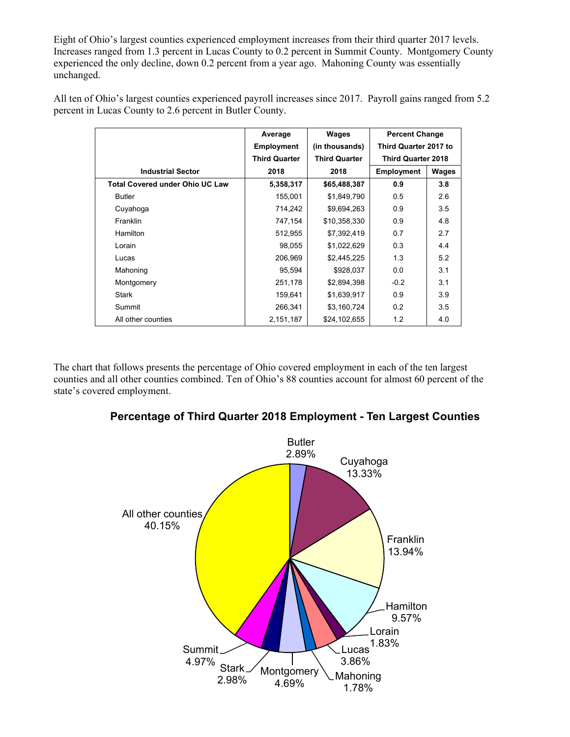Eight of Ohio's largest counties experienced employment increases from their third quarter 2017 levels. Increases ranged from 1.3 percent in Lucas County to 0.2 percent in Summit County. Montgomery County experienced the only decline, down 0.2 percent from a year ago. Mahoning County was essentially unchanged.

All ten of Ohio's largest counties experienced payroll increases since 2017. Payroll gains ranged from 5.2 percent in Lucas County to 2.6 percent in Butler County.

| Industrial Sector | Average Employment Third Quarter 2018 | Wages (in thousands) Third Quarter 2018 | Percent Change Third Quarter 2017 to Third Quarter 2018 | |
|---|---|---|---|---|
| | | | Employment | Wages |
| **Total Covered under Ohio UC Law** | **5,358,317** | **$65,488,387** | **0.9** | **3.8** |
| Butler | 155,001 | $1,849,790 | 0.5 | 2.6 |
| Cuyahoga | 714,242 | $9,694,263 | 0.9 | 3.5 |
| Franklin | 747,154 | $10,358,330 | 0.9 | 4.8 |
| Hamilton | 512,955 | $7,392,419 | 0.7 | 2.7 |
| Lorain | 98,055 | $1,022,629 | 0.3 | 4.4 |
| Lucas | 206,969 | $2,445,225 | 1.3 | 5.2 |
| Mahoning | 95,594 | $928,037 | 0.0 | 3.1 |
| Montgomery | 251,178 | $2,894,398 | -0.2 | 3.1 |
| Stark | 159,641 | $1,639,917 | 0.9 | 3.9 |
| Summit | 266,341 | $3,160,724 | 0.2 | 3.5 |
| All other counties | 2,151,187 | $24,102,655 | 1.2 | 4.0 |

The chart that follows presents the percentage of Ohio covered employment in each of the ten largest counties and all other counties combined. Ten of Ohio's 88 counties account for almost 60 percent of the state's covered employment.

**Percentage of Third Quarter 2018 Employment - Ten Largest Counties**

Butler 2.89%
Cuyahoga 13.33%
Franklin 13.94%
Hamilton 9.57%
Lorain 1.83%
Lucas 3.86%
Mahoning 1.78%
Montgomery 4.69%
Stark 2.98%
Summit 4.97%
All other counties 40.15%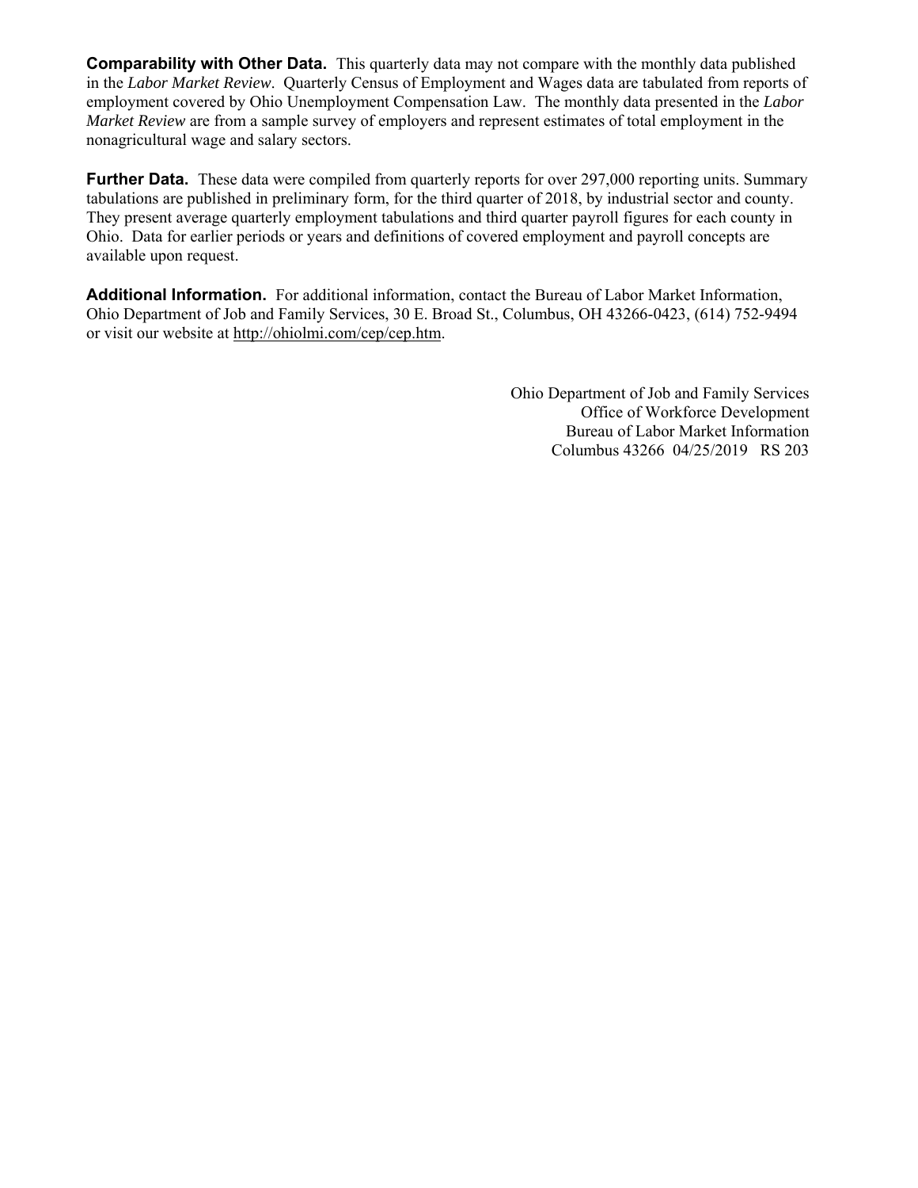**Comparability with Other Data.** This quarterly data may not compare with the monthly data published in the *Labor Market Review*. Quarterly Census of Employment and Wages data are tabulated from reports of employment covered by Ohio Unemployment Compensation Law. The monthly data presented in the *Labor Market Review* are from a sample survey of employers and represent estimates of total employment in the nonagricultural wage and salary sectors.

**Further Data.** These data were compiled from quarterly reports for over 297,000 reporting units. Summary tabulations are published in preliminary form, for the third quarter of 2018, by industrial sector and county. They present average quarterly employment tabulations and third quarter payroll figures for each county in Ohio. Data for earlier periods or years and definitions of covered employment and payroll concepts are available upon request.

**Additional Information.** For additional information, contact the Bureau of Labor Market Information, Ohio Department of Job and Family Services, 30 E. Broad St., Columbus, OH 43266-0423, (614) 752-9494 or visit our website at http://ohiolmi.com/cep/cep.htm.

Ohio Department of Job and Family Services
Office of Workforce Development
Bureau of Labor Market Information
Columbus 43266 04/25/2019 RS 203